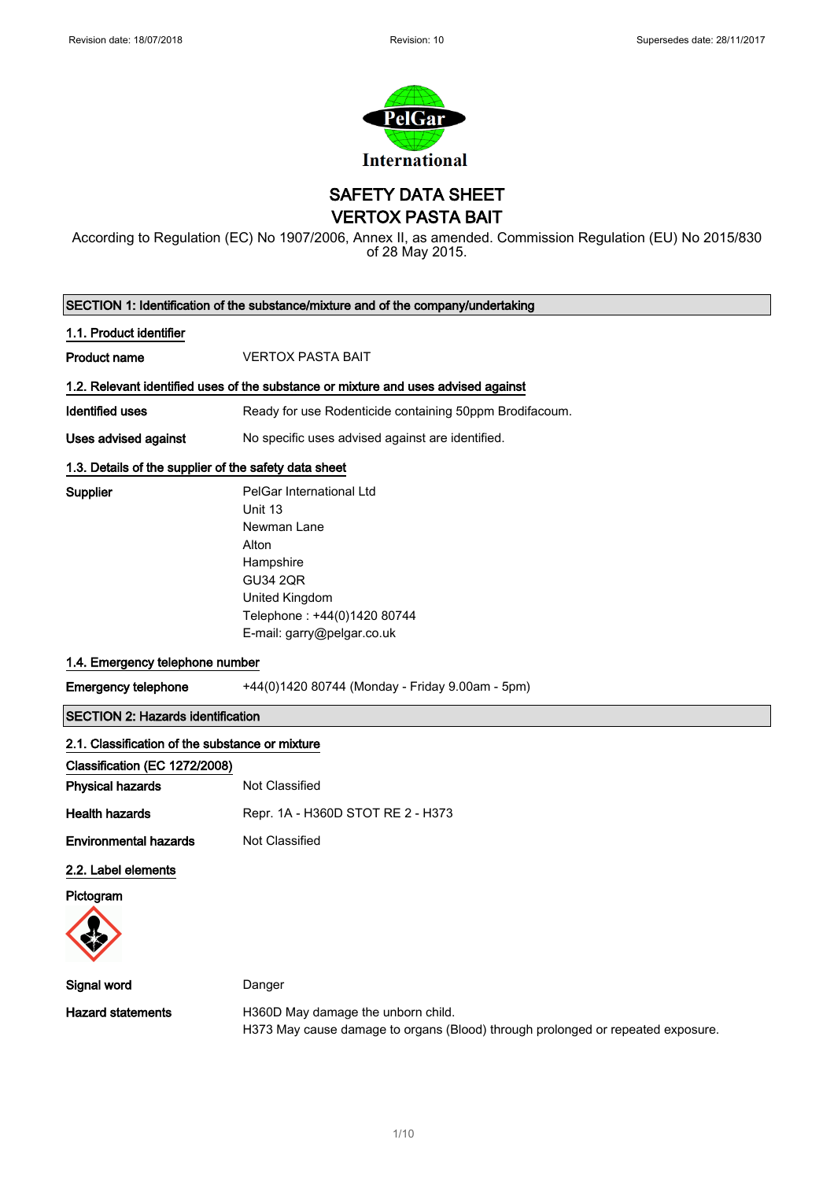# SAFETY DATA SHEET
# VERTOX PASTA BAIT

According to Regulation (EC) No 1907/2006, Annex II, as amended. Commission Regulation (EU) No 2015/830 of 28 May 2015.

## SECTION 1: Identification of the substance/mixture and of the company/undertaking

### 1.1. Product identifier

**Product name** VERTOX PASTA BAIT

### 1.2. Relevant identified uses of the substance or mixture and uses advised against

**Identified uses** Ready for use Rodenticide containing 50ppm Brodifacoum.

**Uses advised against** No specific uses advised against are identified.

### 1.3. Details of the supplier of the safety data sheet

**Supplier**
PelGar International Ltd
Unit 13
Newman Lane
Alton
Hampshire
GU34 2QR
United Kingdom
Telephone : +44(0)1420 80744
E-mail: garry@pelgar.co.uk

### 1.4. Emergency telephone number

**Emergency telephone** +44(0)1420 80744 (Monday - Friday 9.00am - 5pm)

## SECTION 2: Hazards identification

### 2.1. Classification of the substance or mixture

**Classification (EC 1272/2008)**

**Physical hazards** Not Classified

**Health hazards** Repr. 1A - H360D STOT RE 2 - H373

**Environmental hazards** Not Classified

### 2.2. Label elements

**Pictogram**

**Signal word** Danger

**Hazard statements**
H360D May damage the unborn child.
H373 May cause damage to organs (Blood) through prolonged or repeated exposure.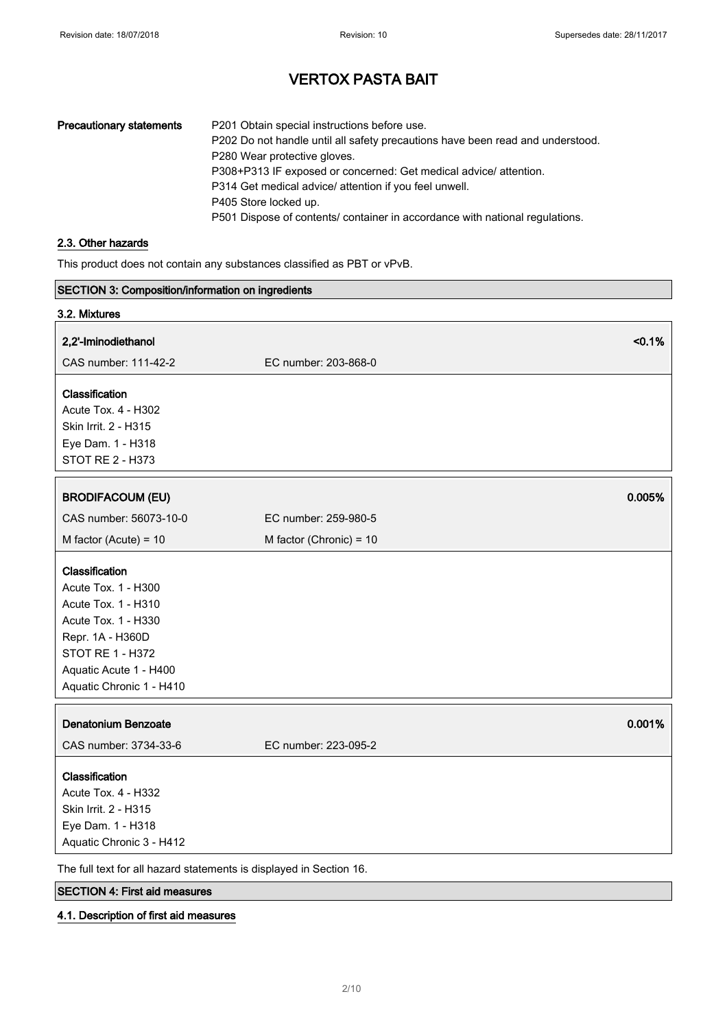| Precautionary statements | P201 Obtain special instructions before use.<br>P202 Do not handle until all safety precautions have been read and understood.<br>P280 Wear protective gloves.<br>P308+P313 IF exposed or concerned: Get medical advice/ attention.<br>P314 Get medical advice/ attention if you feel unwell.<br>P405 Store locked up.<br>P501 Dispose of contents/ container in accordance with national regulations. |
|---|---|

### 2.3. Other hazards

This product does not contain any substances classified as PBT or vPvB.

## SECTION 3: Composition/information on ingredients

### 3.2. Mixtures

**2,2'-Iminodiethanol** <0.1%

CAS number: 111-42-2 EC number: 203-868-0

**Classification**
Acute Tox. 4 - H302
Skin Irrit. 2 - H315
Eye Dam. 1 - H318
STOT RE 2 - H373

**BRODIFACOUM (EU)** 0.005%

CAS number: 56073-10-0 EC number: 259-980-5

M factor (Acute) = 10 M factor (Chronic) = 10

**Classification**
Acute Tox. 1 - H300
Acute Tox. 1 - H310
Acute Tox. 1 - H330
Repr. 1A - H360D
STOT RE 1 - H372
Aquatic Acute 1 - H400
Aquatic Chronic 1 - H410

**Denatonium Benzoate** 0.001%

CAS number: 3734-33-6 EC number: 223-095-2

**Classification**
Acute Tox. 4 - H332
Skin Irrit. 2 - H315
Eye Dam. 1 - H318
Aquatic Chronic 3 - H412

The full text for all hazard statements is displayed in Section 16.

## SECTION 4: First aid measures

### 4.1. Description of first aid measures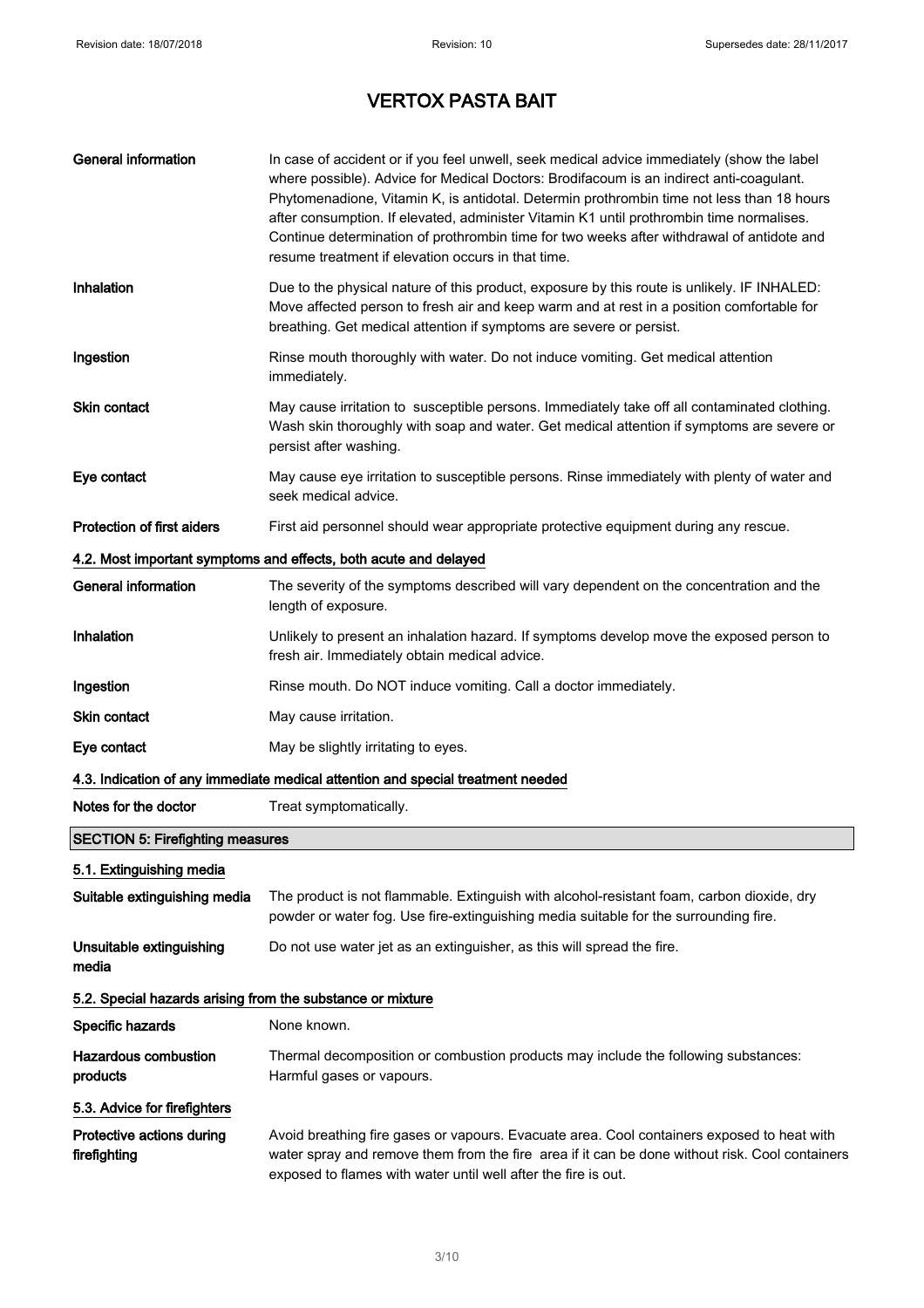# VERTOX PASTA BAIT

| | |
|---|---|
| **General information** | In case of accident or if you feel unwell, seek medical advice immediately (show the label where possible). Advice for Medical Doctors: Brodifacoum is an indirect anti-coagulant. Phytomenadione, Vitamin K, is antidotal. Determin prothrombin time not less than 18 hours after consumption. If elevated, administer Vitamin K1 until prothrombin time normalises. Continue determination of prothrombin time for two weeks after withdrawal of antidote and resume treatment if elevation occurs in that time. |
| **Inhalation** | Due to the physical nature of this product, exposure by this route is unlikely. IF INHALED: Move affected person to fresh air and keep warm and at rest in a position comfortable for breathing. Get medical attention if symptoms are severe or persist. |
| **Ingestion** | Rinse mouth thoroughly with water. Do not induce vomiting. Get medical attention immediately. |
| **Skin contact** | May cause irritation to susceptible persons. Immediately take off all contaminated clothing. Wash skin thoroughly with soap and water. Get medical attention if symptoms are severe or persist after washing. |
| **Eye contact** | May cause eye irritation to susceptible persons. Rinse immediately with plenty of water and seek medical advice. |
| **Protection of first aiders** | First aid personnel should wear appropriate protective equipment during any rescue. |

### 4.2. Most important symptoms and effects, both acute and delayed

| | |
|---|---|
| **General information** | The severity of the symptoms described will vary dependent on the concentration and the length of exposure. |
| **Inhalation** | Unlikely to present an inhalation hazard. If symptoms develop move the exposed person to fresh air. Immediately obtain medical advice. |
| **Ingestion** | Rinse mouth. Do NOT induce vomiting. Call a doctor immediately. |
| **Skin contact** | May cause irritation. |
| **Eye contact** | May be slightly irritating to eyes. |

### 4.3. Indication of any immediate medical attention and special treatment needed

| | |
|---|---|
| **Notes for the doctor** | Treat symptomatically. |

## SECTION 5: Firefighting measures

### 5.1. Extinguishing media

| | |
|---|---|
| **Suitable extinguishing media** | The product is not flammable. Extinguish with alcohol-resistant foam, carbon dioxide, dry powder or water fog. Use fire-extinguishing media suitable for the surrounding fire. |
| **Unsuitable extinguishing media** | Do not use water jet as an extinguisher, as this will spread the fire. |

### 5.2. Special hazards arising from the substance or mixture

| | |
|---|---|
| **Specific hazards** | None known. |
| **Hazardous combustion products** | Thermal decomposition or combustion products may include the following substances: Harmful gases or vapours. |

### 5.3. Advice for firefighters

| | |
|---|---|
| **Protective actions during firefighting** | Avoid breathing fire gases or vapours. Evacuate area. Cool containers exposed to heat with water spray and remove them from the fire area if it can be done without risk. Cool containers exposed to flames with water until well after the fire is out. |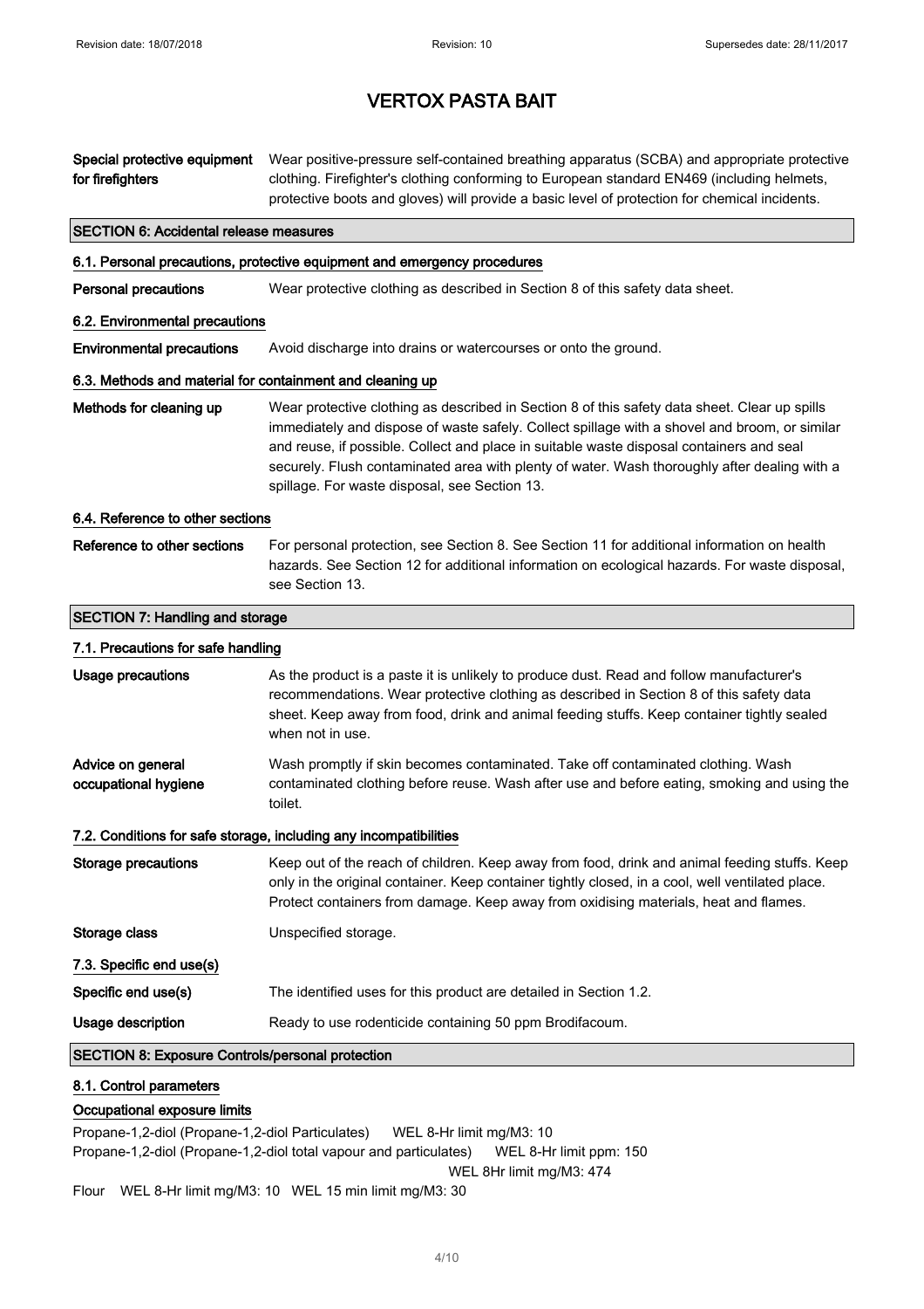# VERTOX PASTA BAIT

| | |
|---|---|
| **Special protective equipment for firefighters** | Wear positive-pressure self-contained breathing apparatus (SCBA) and appropriate protective clothing. Firefighter's clothing conforming to European standard EN469 (including helmets, protective boots and gloves) will provide a basic level of protection for chemical incidents. |

## SECTION 6: Accidental release measures

### 6.1. Personal precautions, protective equipment and emergency procedures

| | |
|---|---|
| **Personal precautions** | Wear protective clothing as described in Section 8 of this safety data sheet. |

### 6.2. Environmental precautions

| | |
|---|---|
| **Environmental precautions** | Avoid discharge into drains or watercourses or onto the ground. |

### 6.3. Methods and material for containment and cleaning up

| | |
|---|---|
| **Methods for cleaning up** | Wear protective clothing as described in Section 8 of this safety data sheet. Clear up spills immediately and dispose of waste safely. Collect spillage with a shovel and broom, or similar and reuse, if possible. Collect and place in suitable waste disposal containers and seal securely. Flush contaminated area with plenty of water. Wash thoroughly after dealing with a spillage. For waste disposal, see Section 13. |

### 6.4. Reference to other sections

| | |
|---|---|
| **Reference to other sections** | For personal protection, see Section 8. See Section 11 for additional information on health hazards. See Section 12 for additional information on ecological hazards. For waste disposal, see Section 13. |

## SECTION 7: Handling and storage

### 7.1. Precautions for safe handling

| | |
|---|---|
| **Usage precautions** | As the product is a paste it is unlikely to produce dust. Read and follow manufacturer's recommendations. Wear protective clothing as described in Section 8 of this safety data sheet. Keep away from food, drink and animal feeding stuffs. Keep container tightly sealed when not in use. |
| **Advice on general occupational hygiene** | Wash promptly if skin becomes contaminated. Take off contaminated clothing. Wash contaminated clothing before reuse. Wash after use and before eating, smoking and using the toilet. |

### 7.2. Conditions for safe storage, including any incompatibilities

| | |
|---|---|
| **Storage precautions** | Keep out of the reach of children. Keep away from food, drink and animal feeding stuffs. Keep only in the original container. Keep container tightly closed, in a cool, well ventilated place. Protect containers from damage. Keep away from oxidising materials, heat and flames. |
| **Storage class** | Unspecified storage. |

### 7.3. Specific end use(s)

| | |
|---|---|
| **Specific end use(s)** | The identified uses for this product are detailed in Section 1.2. |
| **Usage description** | Ready to use rodenticide containing 50 ppm Brodifacoum. |

## SECTION 8: Exposure Controls/personal protection

### 8.1. Control parameters

#### Occupational exposure limits

Propane-1,2-diol (Propane-1,2-diol Particulates) WEL 8-Hr limit mg/M3: 10

Propane-1,2-diol (Propane-1,2-diol total vapour and particulates) WEL 8-Hr limit ppm: 150

WEL 8Hr limit mg/M3: 474

Flour WEL 8-Hr limit mg/M3: 10 WEL 15 min limit mg/M3: 30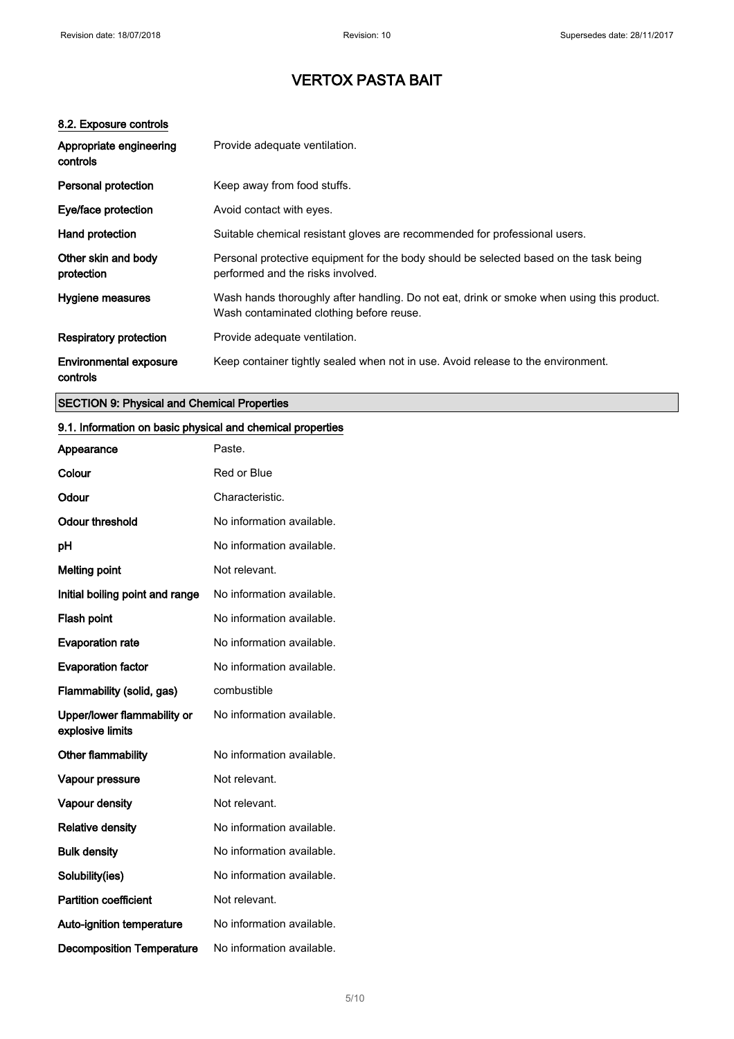# VERTOX PASTA BAIT

### 8.2. Exposure controls

| | |
|---|---|
| **Appropriate engineering controls** | Provide adequate ventilation. |
| **Personal protection** | Keep away from food stuffs. |
| **Eye/face protection** | Avoid contact with eyes. |
| **Hand protection** | Suitable chemical resistant gloves are recommended for professional users. |
| **Other skin and body protection** | Personal protective equipment for the body should be selected based on the task being performed and the risks involved. |
| **Hygiene measures** | Wash hands thoroughly after handling. Do not eat, drink or smoke when using this product. Wash contaminated clothing before reuse. |
| **Respiratory protection** | Provide adequate ventilation. |
| **Environmental exposure controls** | Keep container tightly sealed when not in use. Avoid release to the environment. |

## SECTION 9: Physical and Chemical Properties

### 9.1. Information on basic physical and chemical properties

| | |
|---|---|
| **Appearance** | Paste. |
| **Colour** | Red or Blue |
| **Odour** | Characteristic. |
| **Odour threshold** | No information available. |
| **pH** | No information available. |
| **Melting point** | Not relevant. |
| **Initial boiling point and range** | No information available. |
| **Flash point** | No information available. |
| **Evaporation rate** | No information available. |
| **Evaporation factor** | No information available. |
| **Flammability (solid, gas)** | combustible |
| **Upper/lower flammability or explosive limits** | No information available. |
| **Other flammability** | No information available. |
| **Vapour pressure** | Not relevant. |
| **Vapour density** | Not relevant. |
| **Relative density** | No information available. |
| **Bulk density** | No information available. |
| **Solubility(ies)** | No information available. |
| **Partition coefficient** | Not relevant. |
| **Auto-ignition temperature** | No information available. |
| **Decomposition Temperature** | No information available. |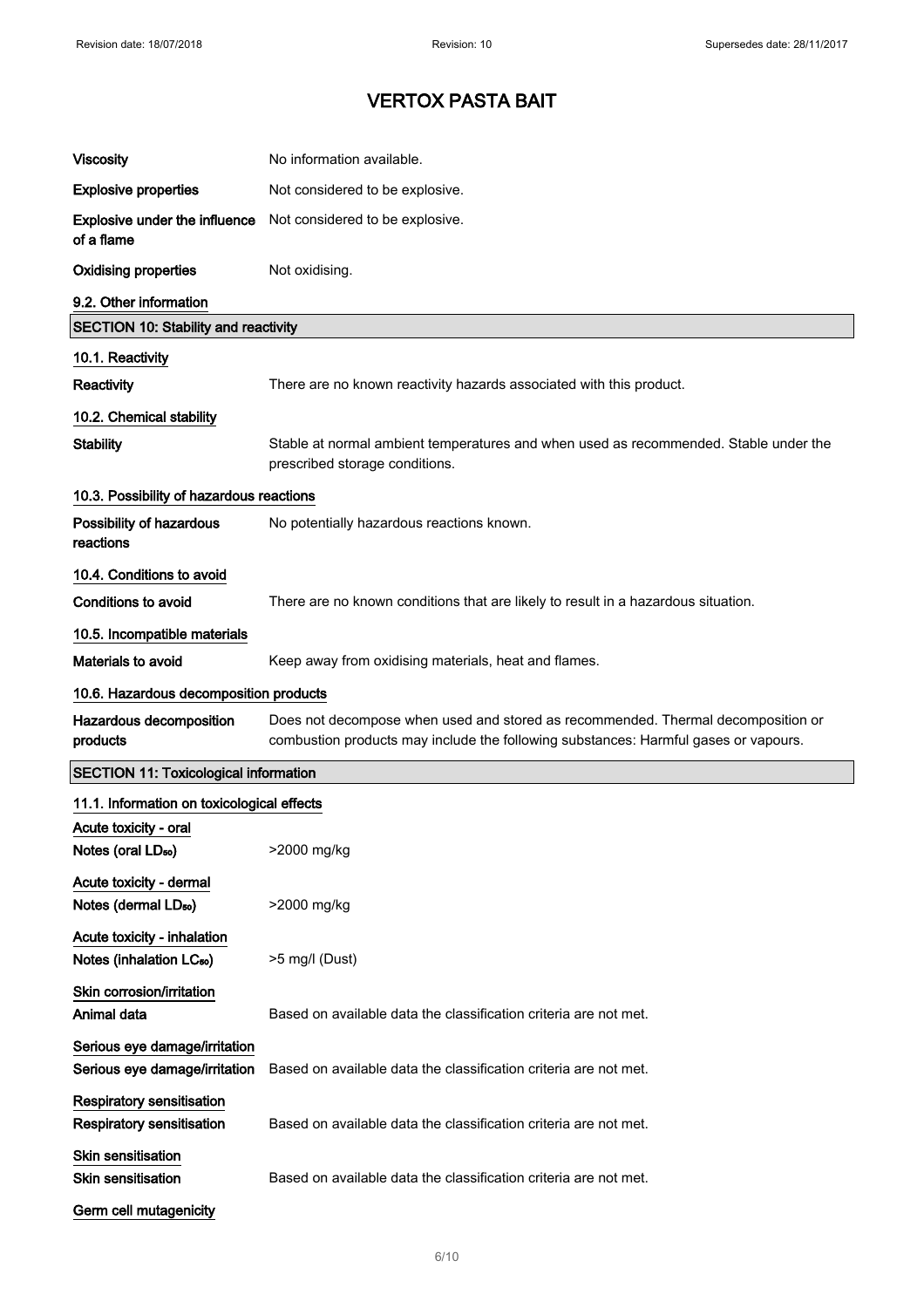| | |
|---|---|
| **Viscosity** | No information available. |
| **Explosive properties** | Not considered to be explosive. |
| **Explosive under the influence of a flame** | Not considered to be explosive. |
| **Oxidising properties** | Not oxidising. |

9.2. Other information

## SECTION 10: Stability and reactivity

### 10.1. Reactivity

| | |
|---|---|
| **Reactivity** | There are no known reactivity hazards associated with this product. |

### 10.2. Chemical stability

| | |
|---|---|
| **Stability** | Stable at normal ambient temperatures and when used as recommended. Stable under the prescribed storage conditions. |

### 10.3. Possibility of hazardous reactions

| | |
|---|---|
| **Possibility of hazardous reactions** | No potentially hazardous reactions known. |

### 10.4. Conditions to avoid

| | |
|---|---|
| **Conditions to avoid** | There are no known conditions that are likely to result in a hazardous situation. |

### 10.5. Incompatible materials

| | |
|---|---|
| **Materials to avoid** | Keep away from oxidising materials, heat and flames. |

### 10.6. Hazardous decomposition products

| | |
|---|---|
| **Hazardous decomposition products** | Does not decompose when used and stored as recommended. Thermal decomposition or combustion products may include the following substances: Harmful gases or vapours. |

## SECTION 11: Toxicological information

### 11.1. Information on toxicological effects

Acute toxicity - oral

| | |
|---|---|
| **Notes (oral $LD_{50}$)** | >2000 mg/kg |

Acute toxicity - dermal

| | |
|---|---|
| **Notes (dermal $LD_{50}$)** | >2000 mg/kg |

Acute toxicity - inhalation

| | |
|---|---|
| **Notes (inhalation $LC_{50}$)** | >5 mg/l (Dust) |

Skin corrosion/irritation

| | |
|---|---|
| **Animal data** | Based on available data the classification criteria are not met. |

Serious eye damage/irritation

| | |
|---|---|
| **Serious eye damage/irritation** | Based on available data the classification criteria are not met. |

Respiratory sensitisation

| | |
|---|---|
| **Respiratory sensitisation** | Based on available data the classification criteria are not met. |

Skin sensitisation

| | |
|---|---|
| **Skin sensitisation** | Based on available data the classification criteria are not met. |

Germ cell mutagenicity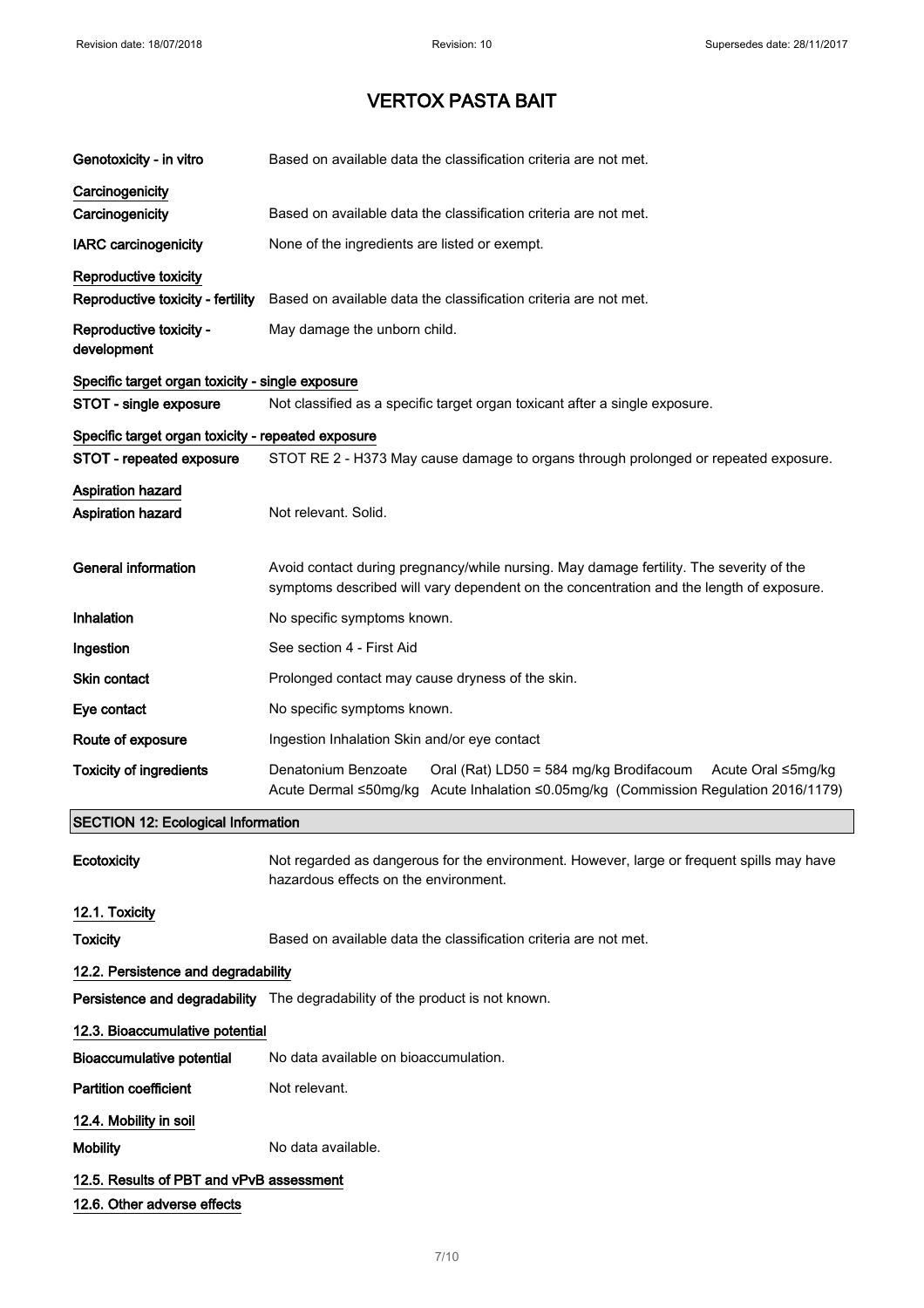# VERTOX PASTA BAIT

| | |
|---|---|
| **Genotoxicity - in vitro** | Based on available data the classification criteria are not met. |

**Carcinogenicity**

| | |
|---|---|
| **Carcinogenicity** | Based on available data the classification criteria are not met. |
| **IARC carcinogenicity** | None of the ingredients are listed or exempt. |

**Reproductive toxicity**

| | |
|---|---|
| **Reproductive toxicity - fertility** | Based on available data the classification criteria are not met. |
| **Reproductive toxicity - development** | May damage the unborn child. |

**Specific target organ toxicity - single exposure**

| | |
|---|---|
| **STOT - single exposure** | Not classified as a specific target organ toxicant after a single exposure. |

**Specific target organ toxicity - repeated exposure**

| | |
|---|---|
| **STOT - repeated exposure** | STOT RE 2 - H373 May cause damage to organs through prolonged or repeated exposure. |

**Aspiration hazard**

| | |
|---|---|
| **Aspiration hazard** | Not relevant. Solid. |
| **General information** | Avoid contact during pregnancy/while nursing. May damage fertility. The severity of the symptoms described will vary dependent on the concentration and the length of exposure. |
| **Inhalation** | No specific symptoms known. |
| **Ingestion** | See section 4 - First Aid |
| **Skin contact** | Prolonged contact may cause dryness of the skin. |
| **Eye contact** | No specific symptoms known. |
| **Route of exposure** | Ingestion Inhalation Skin and/or eye contact |
| **Toxicity of ingredients** | Denatonium Benzoate Oral (Rat) LD50 = 584 mg/kg Brodifacoum Acute Oral ≤5mg/kg Acute Dermal ≤50mg/kg Acute Inhalation ≤0.05mg/kg (Commission Regulation 2016/1179) |

## SECTION 12: Ecological Information

| | |
|---|---|
| **Ecotoxicity** | Not regarded as dangerous for the environment. However, large or frequent spills may have hazardous effects on the environment. |

**12.1. Toxicity**

| | |
|---|---|
| **Toxicity** | Based on available data the classification criteria are not met. |

**12.2. Persistence and degradability**

| | |
|---|---|
| **Persistence and degradability** | The degradability of the product is not known. |

**12.3. Bioaccumulative potential**

| | |
|---|---|
| **Bioaccumulative potential** | No data available on bioaccumulation. |
| **Partition coefficient** | Not relevant. |

**12.4. Mobility in soil**

| | |
|---|---|
| **Mobility** | No data available. |

**12.5. Results of PBT and vPvB assessment**

**12.6. Other adverse effects**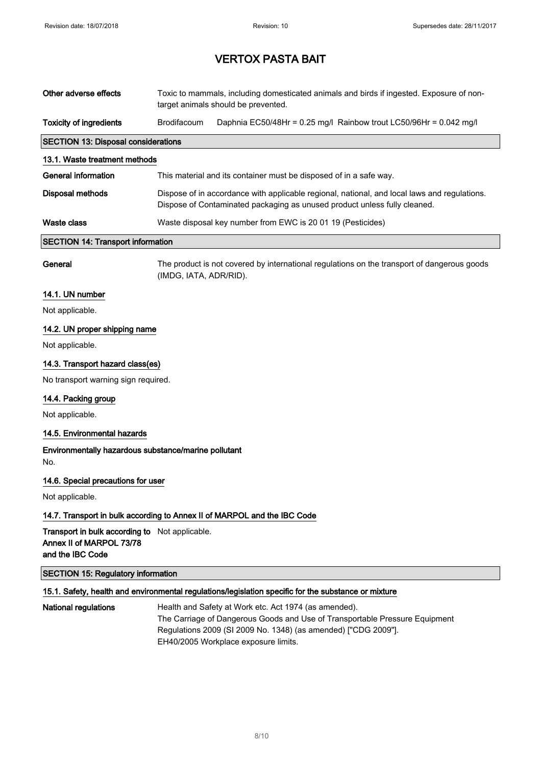| | |
|---|---|
| **Other adverse effects** | Toxic to mammals, including domesticated animals and birds if ingested. Exposure of non-target animals should be prevented. |
| **Toxicity of ingredients** | Brodifacoum Daphnia EC50/48Hr = 0.25 mg/l Rainbow trout LC50/96Hr = 0.042 mg/l |

## SECTION 13: Disposal considerations

### 13.1. Waste treatment methods

| | |
|---|---|
| **General information** | This material and its container must be disposed of in a safe way. |
| **Disposal methods** | Dispose of in accordance with applicable regional, national, and local laws and regulations. Dispose of Contaminated packaging as unused product unless fully cleaned. |
| **Waste class** | Waste disposal key number from EWC is 20 01 19 (Pesticides) |

## SECTION 14: Transport information

| | |
|---|---|
| **General** | The product is not covered by international regulations on the transport of dangerous goods (IMDG, IATA, ADR/RID). |

### 14.1. UN number

Not applicable.

### 14.2. UN proper shipping name

Not applicable.

### 14.3. Transport hazard class(es)

No transport warning sign required.

### 14.4. Packing group

Not applicable.

### 14.5. Environmental hazards

**Environmentally hazardous substance/marine pollutant**

No.

### 14.6. Special precautions for user

Not applicable.

### 14.7. Transport in bulk according to Annex II of MARPOL and the IBC Code

| | |
|---|---|
| **Transport in bulk according to Annex II of MARPOL 73/78 and the IBC Code** | Not applicable. |

## SECTION 15: Regulatory information

### 15.1. Safety, health and environmental regulations/legislation specific for the substance or mixture

| | |
|---|---|
| **National regulations** | Health and Safety at Work etc. Act 1974 (as amended).<br>The Carriage of Dangerous Goods and Use of Transportable Pressure Equipment Regulations 2009 (SI 2009 No. 1348) (as amended) ["CDG 2009"].<br>EH40/2005 Workplace exposure limits. |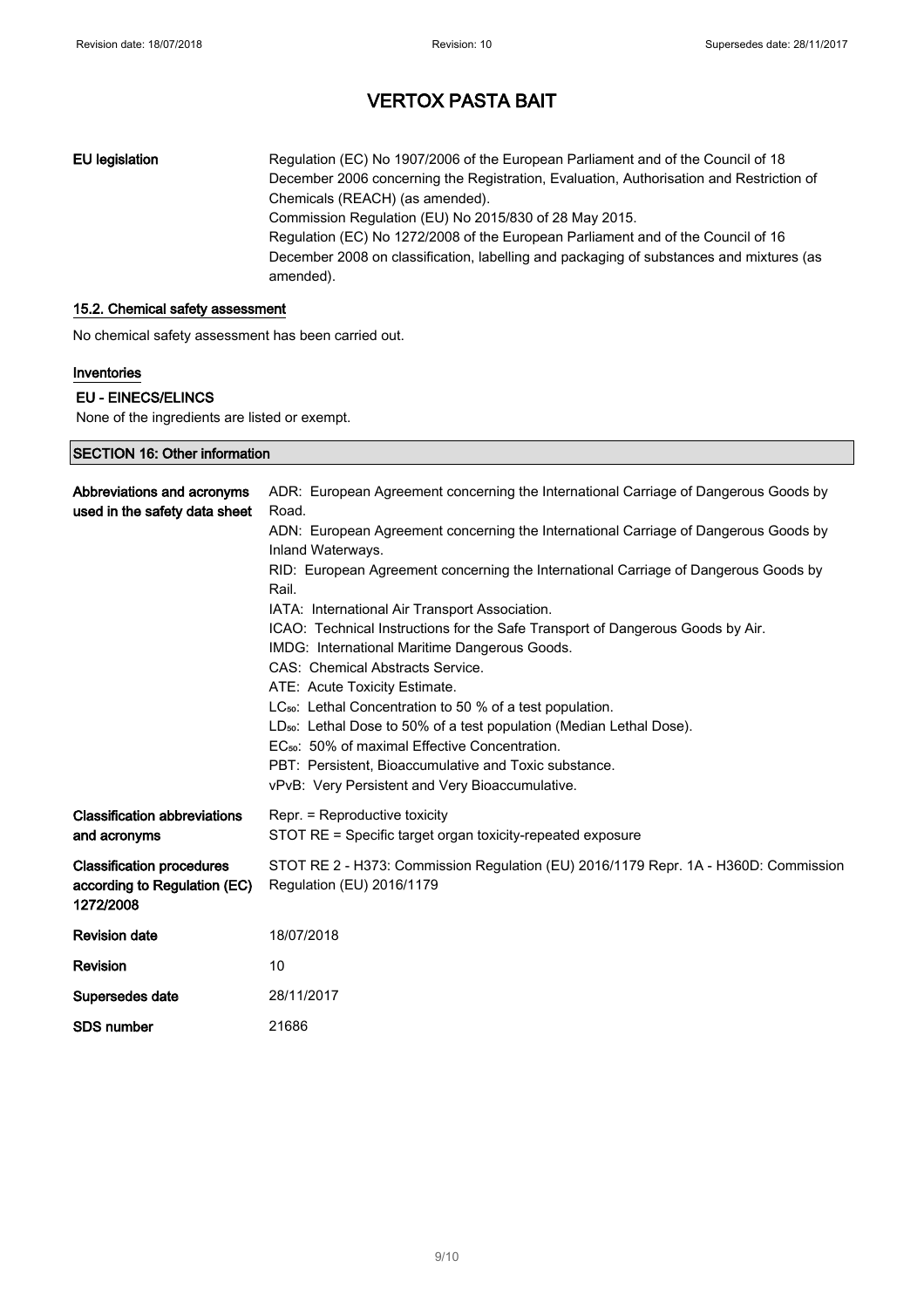| | |
|---|---|
| **EU legislation** | Regulation (EC) No 1907/2006 of the European Parliament and of the Council of 18 December 2006 concerning the Registration, Evaluation, Authorisation and Restriction of Chemicals (REACH) (as amended). Commission Regulation (EU) No 2015/830 of 28 May 2015. Regulation (EC) No 1272/2008 of the European Parliament and of the Council of 16 December 2008 on classification, labelling and packaging of substances and mixtures (as amended). |

### 15.2. Chemical safety assessment

No chemical safety assessment has been carried out.

### Inventories

**EU - EINECS/ELINCS**

None of the ingredients are listed or exempt.

## SECTION 16: Other information

| | |
|---|---|
| **Abbreviations and acronyms used in the safety data sheet** | ADR: European Agreement concerning the International Carriage of Dangerous Goods by Road.<br>ADN: European Agreement concerning the International Carriage of Dangerous Goods by Inland Waterways.<br>RID: European Agreement concerning the International Carriage of Dangerous Goods by Rail.<br>IATA: International Air Transport Association.<br>ICAO: Technical Instructions for the Safe Transport of Dangerous Goods by Air.<br>IMDG: International Maritime Dangerous Goods.<br>CAS: Chemical Abstracts Service.<br>ATE: Acute Toxicity Estimate.<br>$LC_{50}$: Lethal Concentration to 50 % of a test population.<br>$LD_{50}$: Lethal Dose to 50% of a test population (Median Lethal Dose).<br>$EC_{50}$: 50% of maximal Effective Concentration.<br>PBT: Persistent, Bioaccumulative and Toxic substance.<br>vPvB: Very Persistent and Very Bioaccumulative. |
| **Classification abbreviations and acronyms** | Repr. = Reproductive toxicity<br>STOT RE = Specific target organ toxicity-repeated exposure |
| **Classification procedures according to Regulation (EC) 1272/2008** | STOT RE 2 - H373: Commission Regulation (EU) 2016/1179 Repr. 1A - H360D: Commission Regulation (EU) 2016/1179 |
| **Revision date** | 18/07/2018 |
| **Revision** | 10 |
| **Supersedes date** | 28/11/2017 |
| **SDS number** | 21686 |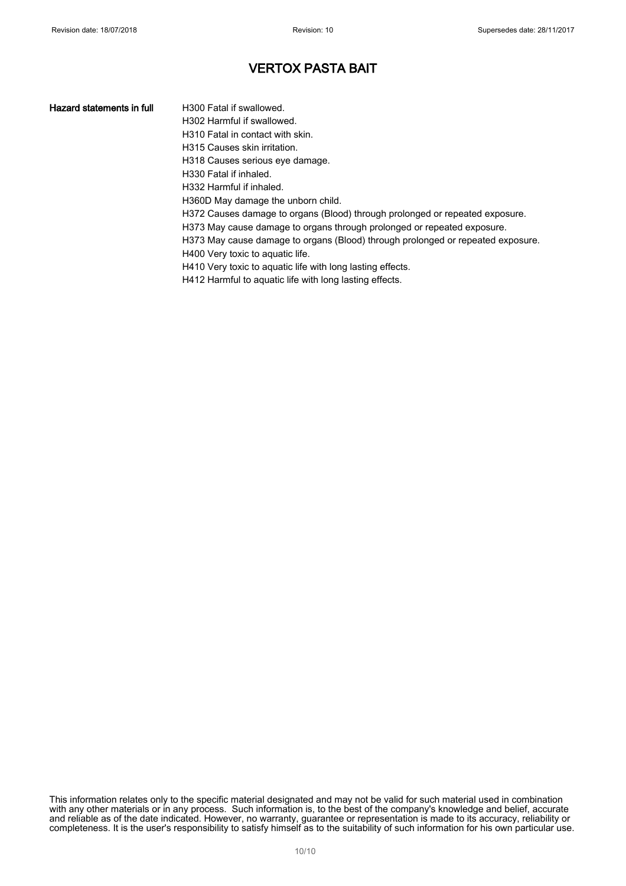# VERTOX PASTA BAIT

**Hazard statements in full**

H300 Fatal if swallowed.
H302 Harmful if swallowed.
H310 Fatal in contact with skin.
H315 Causes skin irritation.
H318 Causes serious eye damage.
H330 Fatal if inhaled.
H332 Harmful if inhaled.
H360D May damage the unborn child.
H372 Causes damage to organs (Blood) through prolonged or repeated exposure.
H373 May cause damage to organs through prolonged or repeated exposure.
H373 May cause damage to organs (Blood) through prolonged or repeated exposure.
H400 Very toxic to aquatic life.
H410 Very toxic to aquatic life with long lasting effects.
H412 Harmful to aquatic life with long lasting effects.

This information relates only to the specific material designated and may not be valid for such material used in combination with any other materials or in any process. Such information is, to the best of the company's knowledge and belief, accurate and reliable as of the date indicated. However, no warranty, guarantee or representation is made to its accuracy, reliability or completeness. It is the user's responsibility to satisfy himself as to the suitability of such information for his own particular use.